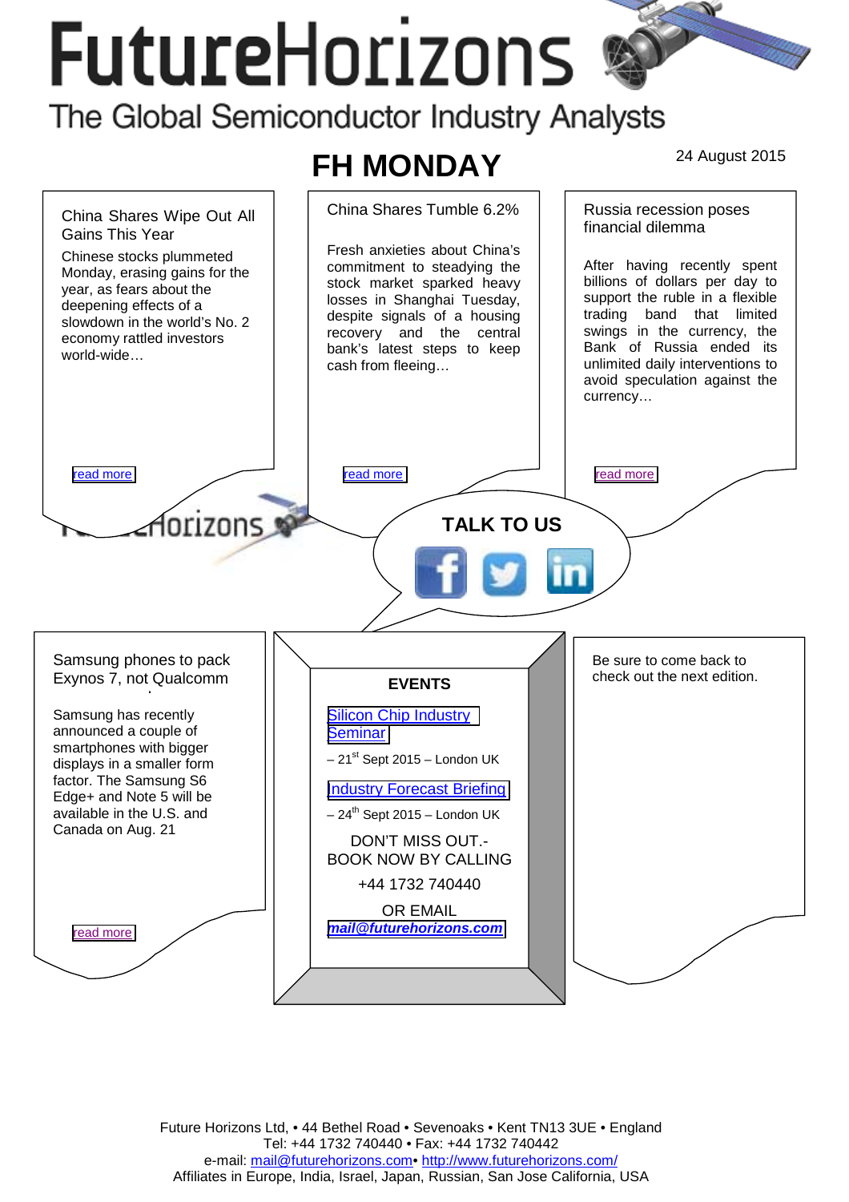# FutureHorizons

The Global Semiconductor Industry Analysts

## FH MONDAY

24 August 2015

### China Shares Wipe Out All Gains This Year

Chinese stocks plummeted Monday, erasing gains for the year, as fears about the deepening effects of a slowdown in the world's No. 2 economy rattled investors world-wide…

read more

### China Shares Tumble 6.2%

Fresh anxieties about China's commitment to steadying the stock market sparked heavy losses in Shanghai Tuesday, despite signals of a housing recovery and the central bank's latest steps to keep cash from fleeing…

read more

### Russia recession poses financial dilemma

After having recently spent billions of dollars per day to support the ruble in a flexible trading band that limited swings in the currency, the Bank of Russia ended its unlimited daily interventions to avoid speculation against the currency…

read more

**TALK TO US**

### Samsung phones to pack Exynos 7, not Qualcomm

Samsung has recently announced a couple of smartphones with bigger displays in a smaller form factor. The Samsung S6 Edge+ and Note 5 will be available in the U.S. and Canada on Aug. 21

read more

### EVENTS

Silicon Chip Industry Seminar

– 21st Sept 2015 – London UK

Industry Forecast Briefing

– 24th Sept 2015 – London UK

DON'T MISS OUT.- BOOK NOW BY CALLING

+44 1732 740440

OR EMAIL

***mail@futurehorizons.com***

Be sure to come back to check out the next edition.

Future Horizons Ltd, • 44 Bethel Road • Sevenoaks • Kent TN13 3UE • England
Tel: +44 1732 740440 • Fax: +44 1732 740442
e-mail: mail@futurehorizons.com• http://www.futurehorizons.com/
Affiliates in Europe, India, Israel, Japan, Russian, San Jose California, USA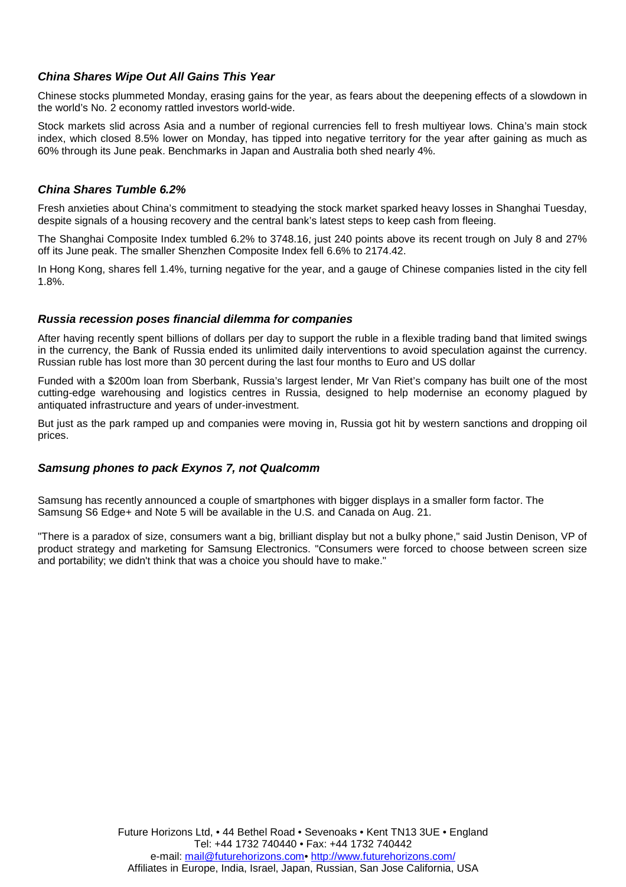### ***China Shares Wipe Out All Gains This Year***

Chinese stocks plummeted Monday, erasing gains for the year, as fears about the deepening effects of a slowdown in the world's No. 2 economy rattled investors world-wide.

Stock markets slid across Asia and a number of regional currencies fell to fresh multiyear lows. China's main stock index, which closed 8.5% lower on Monday, has tipped into negative territory for the year after gaining as much as 60% through its June peak. Benchmarks in Japan and Australia both shed nearly 4%.

### ***China Shares Tumble 6.2%***

Fresh anxieties about China's commitment to steadying the stock market sparked heavy losses in Shanghai Tuesday, despite signals of a housing recovery and the central bank's latest steps to keep cash from fleeing.

The Shanghai Composite Index tumbled 6.2% to 3748.16, just 240 points above its recent trough on July 8 and 27% off its June peak. The smaller Shenzhen Composite Index fell 6.6% to 2174.42.

In Hong Kong, shares fell 1.4%, turning negative for the year, and a gauge of Chinese companies listed in the city fell 1.8%.

### ***Russia recession poses financial dilemma for companies***

After having recently spent billions of dollars per day to support the ruble in a flexible trading band that limited swings in the currency, the Bank of Russia ended its unlimited daily interventions to avoid speculation against the currency. Russian ruble has lost more than 30 percent during the last four months to Euro and US dollar

Funded with a $200m loan from Sberbank, Russia's largest lender, Mr Van Riet's company has built one of the most cutting-edge warehousing and logistics centres in Russia, designed to help modernise an economy plagued by antiquated infrastructure and years of under-investment.

But just as the park ramped up and companies were moving in, Russia got hit by western sanctions and dropping oil prices.

### ***Samsung phones to pack Exynos 7, not Qualcomm***

Samsung has recently announced a couple of smartphones with bigger displays in a smaller form factor. The Samsung S6 Edge+ and Note 5 will be available in the U.S. and Canada on Aug. 21.

"There is a paradox of size, consumers want a big, brilliant display but not a bulky phone," said Justin Denison, VP of product strategy and marketing for Samsung Electronics. "Consumers were forced to choose between screen size and portability; we didn't think that was a choice you should have to make."

Future Horizons Ltd, • 44 Bethel Road • Sevenoaks • Kent TN13 3UE • England
Tel: +44 1732 740440 • Fax: +44 1732 740442
e-mail: mail@futurehorizons.com• http://www.futurehorizons.com/
Affiliates in Europe, India, Israel, Japan, Russian, San Jose California, USA